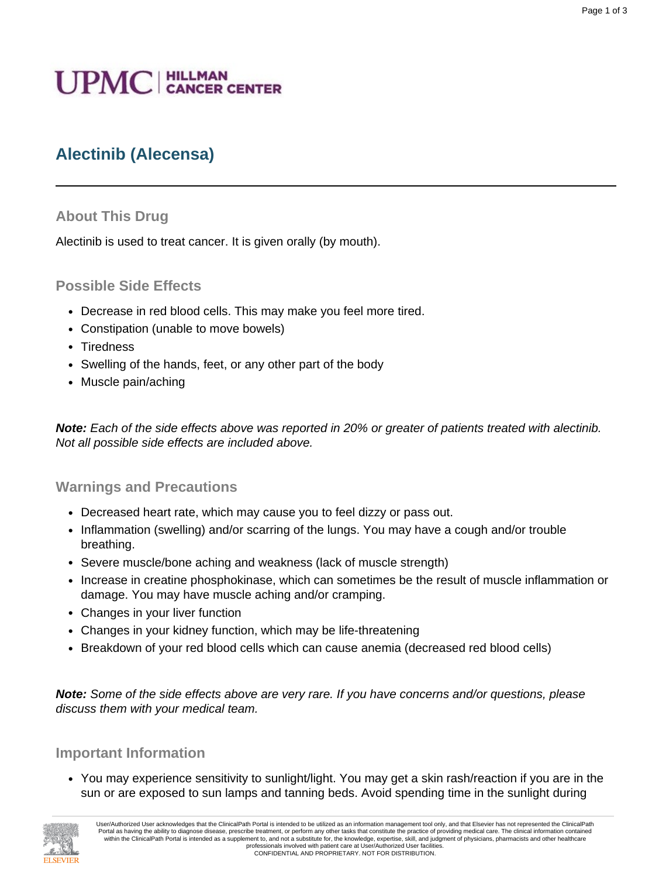UPMC | HILLMAN CANCER CENTER

# Alectinib (Alecensa)

## About This Drug

Alectinib is used to treat cancer. It is given orally (by mouth).

## Possible Side Effects

- Decrease in red blood cells. This may make you feel more tired.
- Constipation (unable to move bowels)
- Tiredness
- Swelling of the hands, feet, or any other part of the body
- Muscle pain/aching

***Note:*** *Each of the side effects above was reported in 20% or greater of patients treated with alectinib. Not all possible side effects are included above.*

## Warnings and Precautions

- Decreased heart rate, which may cause you to feel dizzy or pass out.
- Inflammation (swelling) and/or scarring of the lungs. You may have a cough and/or trouble breathing.
- Severe muscle/bone aching and weakness (lack of muscle strength)
- Increase in creatine phosphokinase, which can sometimes be the result of muscle inflammation or damage. You may have muscle aching and/or cramping.
- Changes in your liver function
- Changes in your kidney function, which may be life-threatening
- Breakdown of your red blood cells which can cause anemia (decreased red blood cells)

***Note:*** *Some of the side effects above are very rare. If you have concerns and/or questions, please discuss them with your medical team.*

## Important Information

- You may experience sensitivity to sunlight/light. You may get a skin rash/reaction if you are in the sun or are exposed to sun lamps and tanning beds. Avoid spending time in the sunlight during

User/Authorized User acknowledges that the ClinicalPath Portal is intended to be utilized as an information management tool only, and that Elsevier has not represented the ClinicalPath Portal as having the ability to diagnose disease, prescribe treatment, or perform any other tasks that constitute the practice of providing medical care. The clinical information contained within the ClinicalPath Portal is intended as a supplement to, and not a substitute for, the knowledge, expertise, skill, and judgment of physicians, pharmacists and other healthcare professionals involved with patient care at User/Authorized User facilities.
CONFIDENTIAL AND PROPRIETARY. NOT FOR DISTRIBUTION.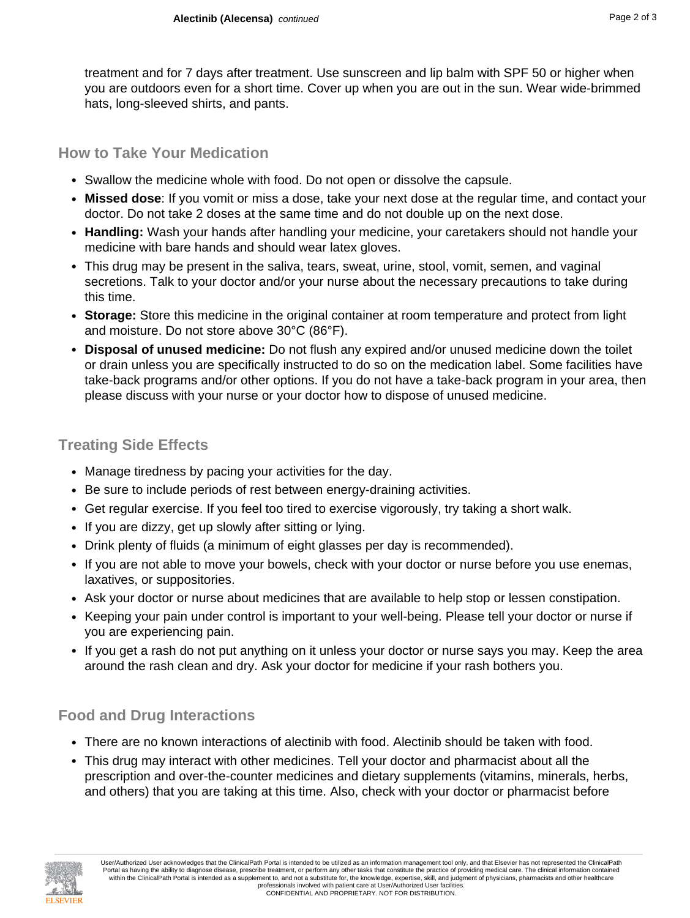treatment and for 7 days after treatment. Use sunscreen and lip balm with SPF 50 or higher when you are outdoors even for a short time. Cover up when you are out in the sun. Wear wide-brimmed hats, long-sleeved shirts, and pants.

## How to Take Your Medication

- Swallow the medicine whole with food. Do not open or dissolve the capsule.
- **Missed dose**: If you vomit or miss a dose, take your next dose at the regular time, and contact your doctor. Do not take 2 doses at the same time and do not double up on the next dose.
- **Handling:** Wash your hands after handling your medicine, your caretakers should not handle your medicine with bare hands and should wear latex gloves.
- This drug may be present in the saliva, tears, sweat, urine, stool, vomit, semen, and vaginal secretions. Talk to your doctor and/or your nurse about the necessary precautions to take during this time.
- **Storage:** Store this medicine in the original container at room temperature and protect from light and moisture. Do not store above 30°C (86°F).
- **Disposal of unused medicine:** Do not flush any expired and/or unused medicine down the toilet or drain unless you are specifically instructed to do so on the medication label. Some facilities have take-back programs and/or other options. If you do not have a take-back program in your area, then please discuss with your nurse or your doctor how to dispose of unused medicine.

## Treating Side Effects

- Manage tiredness by pacing your activities for the day.
- Be sure to include periods of rest between energy-draining activities.
- Get regular exercise. If you feel too tired to exercise vigorously, try taking a short walk.
- If you are dizzy, get up slowly after sitting or lying.
- Drink plenty of fluids (a minimum of eight glasses per day is recommended).
- If you are not able to move your bowels, check with your doctor or nurse before you use enemas, laxatives, or suppositories.
- Ask your doctor or nurse about medicines that are available to help stop or lessen constipation.
- Keeping your pain under control is important to your well-being. Please tell your doctor or nurse if you are experiencing pain.
- If you get a rash do not put anything on it unless your doctor or nurse says you may. Keep the area around the rash clean and dry. Ask your doctor for medicine if your rash bothers you.

## Food and Drug Interactions

- There are no known interactions of alectinib with food. Alectinib should be taken with food.
- This drug may interact with other medicines. Tell your doctor and pharmacist about all the prescription and over-the-counter medicines and dietary supplements (vitamins, minerals, herbs, and others) that you are taking at this time. Also, check with your doctor or pharmacist before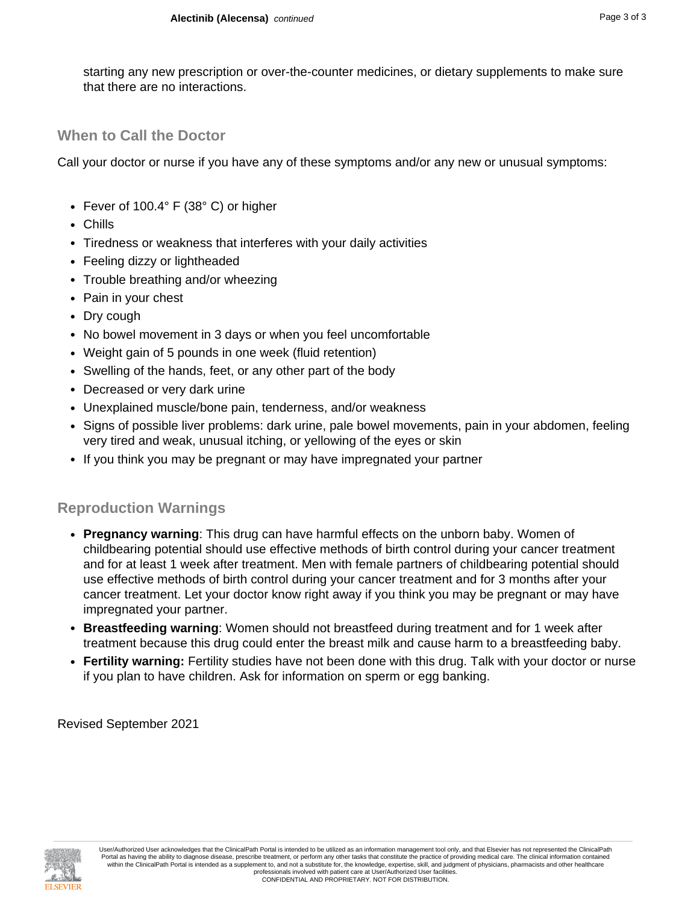starting any new prescription or over-the-counter medicines, or dietary supplements to make sure that there are no interactions.

## When to Call the Doctor

Call your doctor or nurse if you have any of these symptoms and/or any new or unusual symptoms:

- Fever of 100.4° F (38° C) or higher
- Chills
- Tiredness or weakness that interferes with your daily activities
- Feeling dizzy or lightheaded
- Trouble breathing and/or wheezing
- Pain in your chest
- Dry cough
- No bowel movement in 3 days or when you feel uncomfortable
- Weight gain of 5 pounds in one week (fluid retention)
- Swelling of the hands, feet, or any other part of the body
- Decreased or very dark urine
- Unexplained muscle/bone pain, tenderness, and/or weakness
- Signs of possible liver problems: dark urine, pale bowel movements, pain in your abdomen, feeling very tired and weak, unusual itching, or yellowing of the eyes or skin
- If you think you may be pregnant or may have impregnated your partner

## Reproduction Warnings

- **Pregnancy warning**: This drug can have harmful effects on the unborn baby. Women of childbearing potential should use effective methods of birth control during your cancer treatment and for at least 1 week after treatment. Men with female partners of childbearing potential should use effective methods of birth control during your cancer treatment and for 3 months after your cancer treatment. Let your doctor know right away if you think you may be pregnant or may have impregnated your partner.
- **Breastfeeding warning**: Women should not breastfeed during treatment and for 1 week after treatment because this drug could enter the breast milk and cause harm to a breastfeeding baby.
- **Fertility warning:** Fertility studies have not been done with this drug. Talk with your doctor or nurse if you plan to have children. Ask for information on sperm or egg banking.

Revised September 2021

User/Authorized User acknowledges that the ClinicalPath Portal is intended to be utilized as an information management tool only, and that Elsevier has not represented the ClinicalPath Portal as having the ability to diagnose disease, prescribe treatment, or perform any other tasks that constitute the practice of providing medical care. The clinical information contained within the ClinicalPath Portal is intended as a supplement to, and not a substitute for, the knowledge, expertise, skill, and judgment of physicians, pharmacists and other healthcare professionals involved with patient care at User/Authorized User facilities.
CONFIDENTIAL AND PROPRIETARY. NOT FOR DISTRIBUTION.